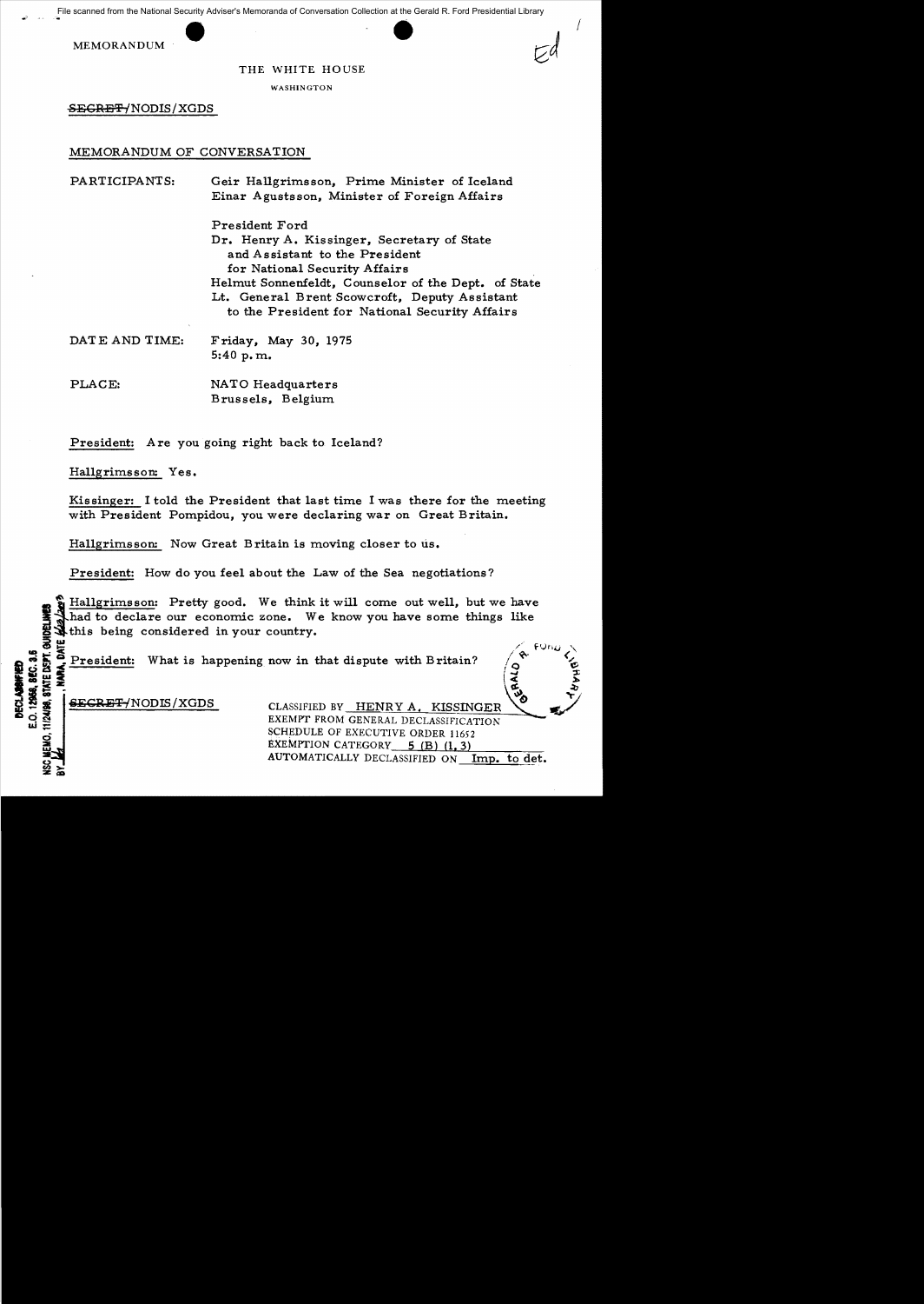File scanned from the National Security Adviser's Memoranda of Conversation Collection at the Gerald R. Ford Presidential Library

MEMORANDUM

THE WHITE HOUSE

WASHINGTON

~~SECRET~~/NODIS/XGDS

MEMORANDUM OF CONVERSATION

PARTICIPANTS: Geir Hallgrimsson, Prime Minister of Iceland
Einar Agustsson, Minister of Foreign Affairs

President Ford
Dr. Henry A. Kissinger, Secretary of State and Assistant to the President for National Security Affairs
Helmut Sonnenfeldt, Counselor of the Dept. of State
Lt. General Brent Scowcroft, Deputy Assistant to the President for National Security Affairs

DATE AND TIME: Friday, May 30, 1975
5:40 p.m.

PLACE: NATO Headquarters
Brussels, Belgium

President: Are you going right back to Iceland?

Hallgrimsson: Yes.

Kissinger: I told the President that last time I was there for the meeting with President Pompidou, you were declaring war on Great Britain.

Hallgrimsson: Now Great Britain is moving closer to us.

President: How do you feel about the Law of the Sea negotiations?

Hallgrimsson: Pretty good. We think it will come out well, but we have had to declare our economic zone. We know you have some things like this being considered in your country.

President: What is happening now in that dispute with Britain?

~~SECRET~~/NODIS/XGDS

CLASSIFIED BY HENRY A. KISSINGER
EXEMPT FROM GENERAL DECLASSIFICATION SCHEDULE OF EXECUTIVE ORDER 11652
EXEMPTION CATEGORY 5 (B) (1, 3)
AUTOMATICALLY DECLASSIFIED ON Imp. to det.

DECLASSIFIED
E.O. 12958, SEC. 3.5
NSC MEMO, 11/24/98, STATE DEPT. GUIDELINES
BY ___, NARA, DATE ___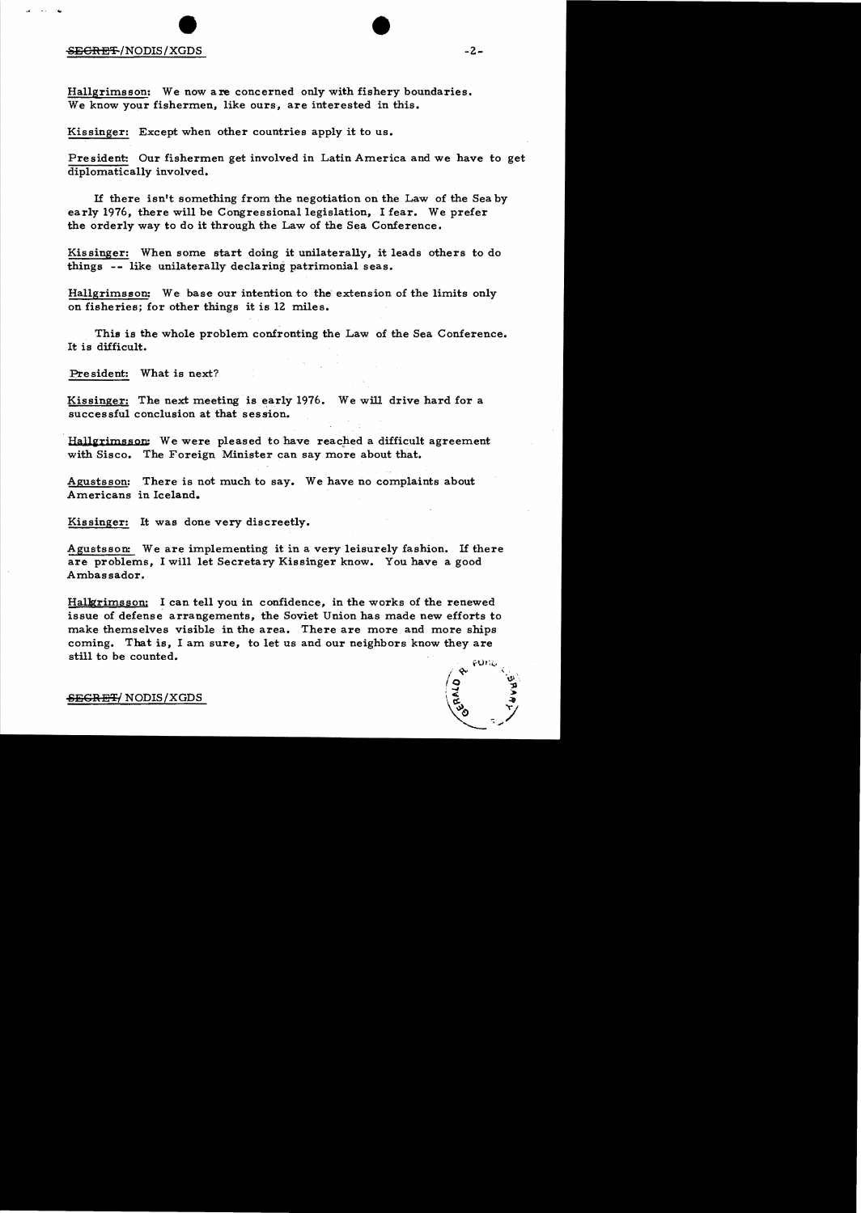Hallgrimsson: We now are concerned only with fishery boundaries. We know your fishermen, like ours, are interested in this.

Kissinger: Except when other countries apply it to us.

President: Our fishermen get involved in Latin America and we have to get diplomatically involved.

If there isn't something from the negotiation on the Law of the Sea by early 1976, there will be Congressional legislation, I fear. We prefer the orderly way to do it through the Law of the Sea Conference.

Kissinger: When some start doing it unilaterally, it leads others to do things -- like unilaterally declaring patrimonial seas.

Hallgrimsson: We base our intention to the extension of the limits only on fisheries; for other things it is 12 miles.

This is the whole problem confronting the Law of the Sea Conference. It is difficult.

President: What is next?

Kissinger: The next meeting is early 1976. We will drive hard for a successful conclusion at that session.

Hallgrimsson: We were pleased to have reached a difficult agreement with Sisco. The Foreign Minister can say more about that.

Agustsson: There is not much to say. We have no complaints about Americans in Iceland.

Kissinger: It was done very discreetly.

Agustsson: We are implementing it in a very leisurely fashion. If there are problems, I will let Secretary Kissinger know. You have a good Ambassador.

Hallgrimsson: I can tell you in confidence, in the works of the renewed issue of defense arrangements, the Soviet Union has made new efforts to make themselves visible in the area. There are more and more ships coming. That is, I am sure, to let us and our neighbors know they are still to be counted.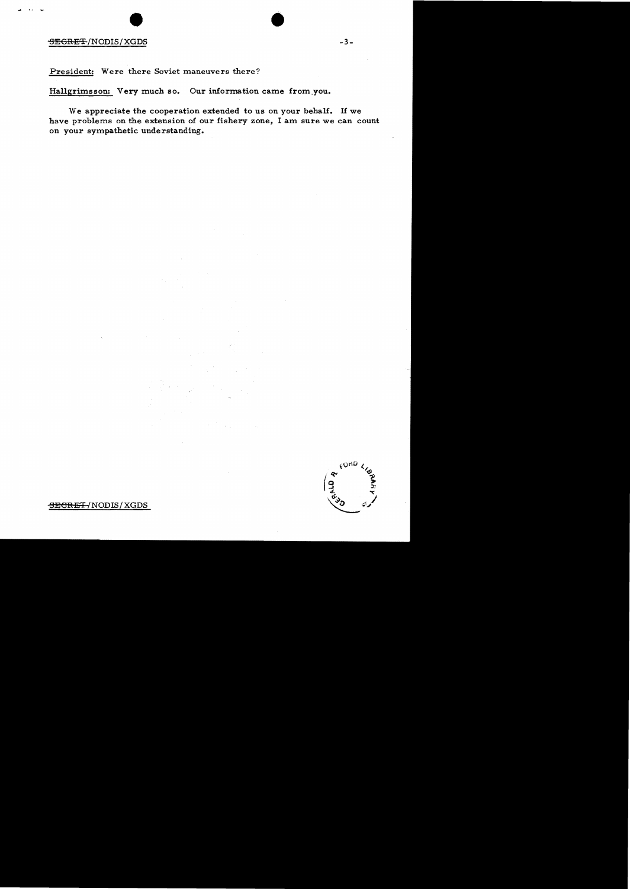President: Were there Soviet maneuvers there?

Hallgrimsson: Very much so. Our information came from you.

We appreciate the cooperation extended to us on your behalf. If we have problems on the extension of our fishery zone, I am sure we can count on your sympathetic understanding.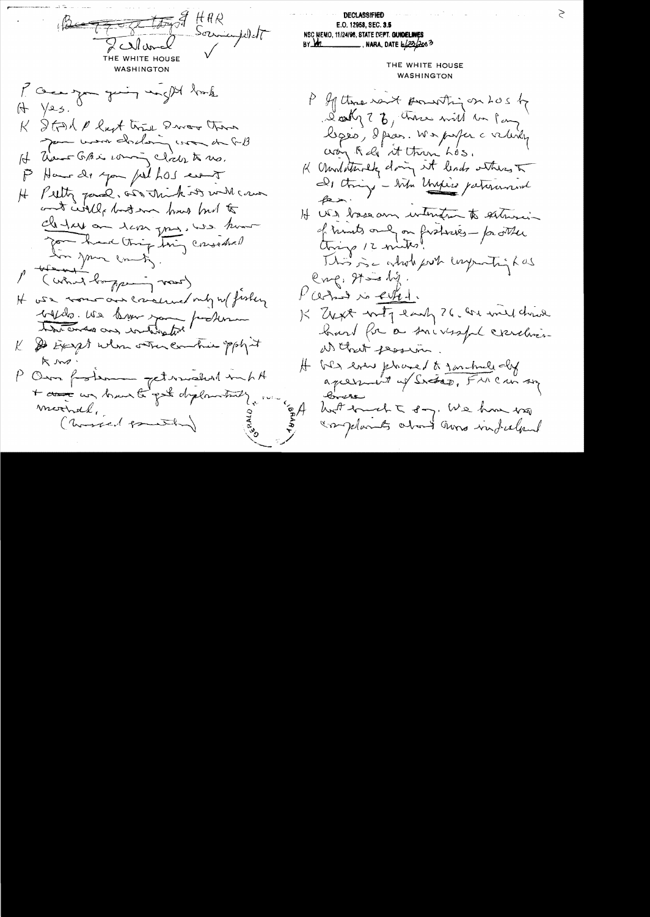~~Brent Scowcroft~~ HAR Sonnenfeldt
Scowcroft ✓

THE WHITE HOUSE
WASHINGTON

P Are you going right back

H Yes.

K Stoltenberg Last time I was there you were declining over the F-B

H Now GB is coming closer to us.

P How do you feel LOS event

H Pretty good. We think it will come out well, but we have had to change our stance. We know you had things being considered in your country.

P ~~What~~ (What happening now)

H We were concerned only w/ fishery limits. We know your problems & our concerns are inter-related

K & Except when other countries apply it ~~to us~~.

P Our fishermen get worked up & A & ~~over~~ we have to get diplomatically involved,

(Missed something)

DECLASSIFIED
E.O. 12958, SEC. 3.5
NSC MEMO, 11/24/98, STATE DEPT. GUIDELINES
BY [illegible], NARA, DATE 6/23/2003

THE WHITE HOUSE
WASHINGTON

P If there isn't something on LOS by early '76, there will be Congress legis, I fear. We prefer a solution arrived at thru LOS.

K Unilaterally doing it leads others to do things – like Mexico's patrimonial ~~sea~~.

H We base our intention to extension of limits only on fisheries – for other things 12 miles.

This is what puts urgency to LOS conf. It is big.

P What is effect.

K Next mtg early '76. We will drive hard for a successful conclusion at that session.

H We were pleased to conclude ag agreement w/ Sweden. FRG can say ~~hrrere~~ what it wants to say. We have no complaints about ours in Iceland

GERALD R. FORD LIBRARY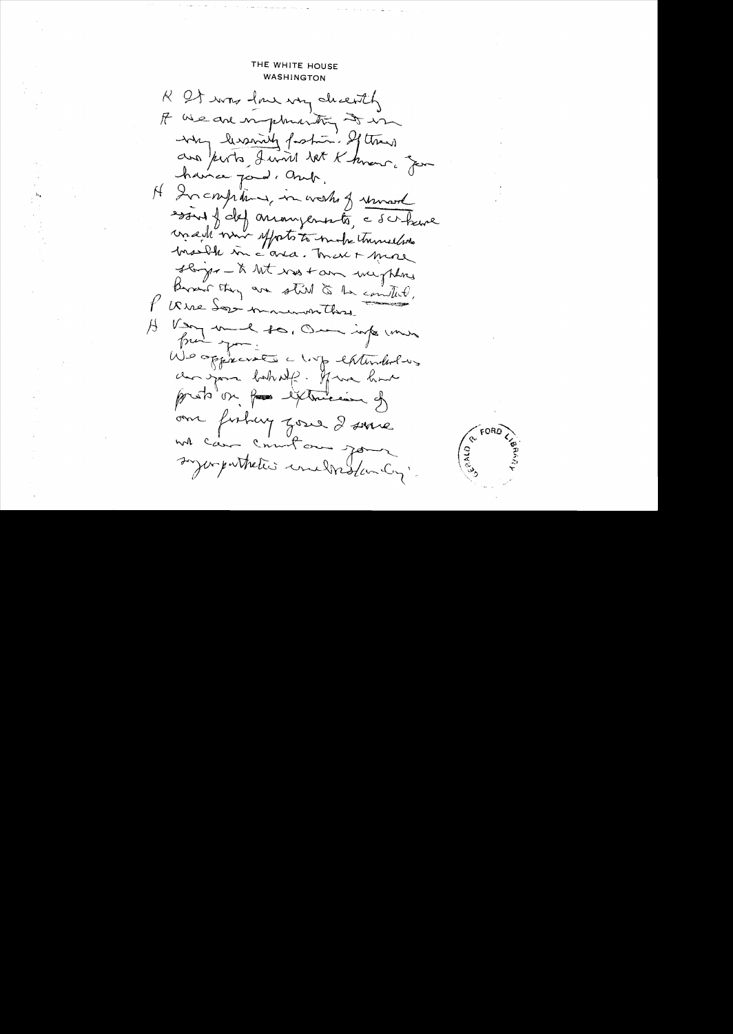THE WHITE HOUSE
WASHINGTON

K It was done very discreetly

F We are implementing it in very leisurely fashion. If there are ports, I will let K know. You have good amb.

H In conjunction, in words of renewal of def arrangements, c[?] have made more efforts to make themselves visible in area. More & more ships — & lot vis + am weapons. Because they are still to be controlled.

P We're sorry in marine there.

H Very much so. Our info was from you.

We appreciate c [?] extended us in your behalf. If we have ports on extension of our fishing zone I sure we can count on your sympathetic understanding.